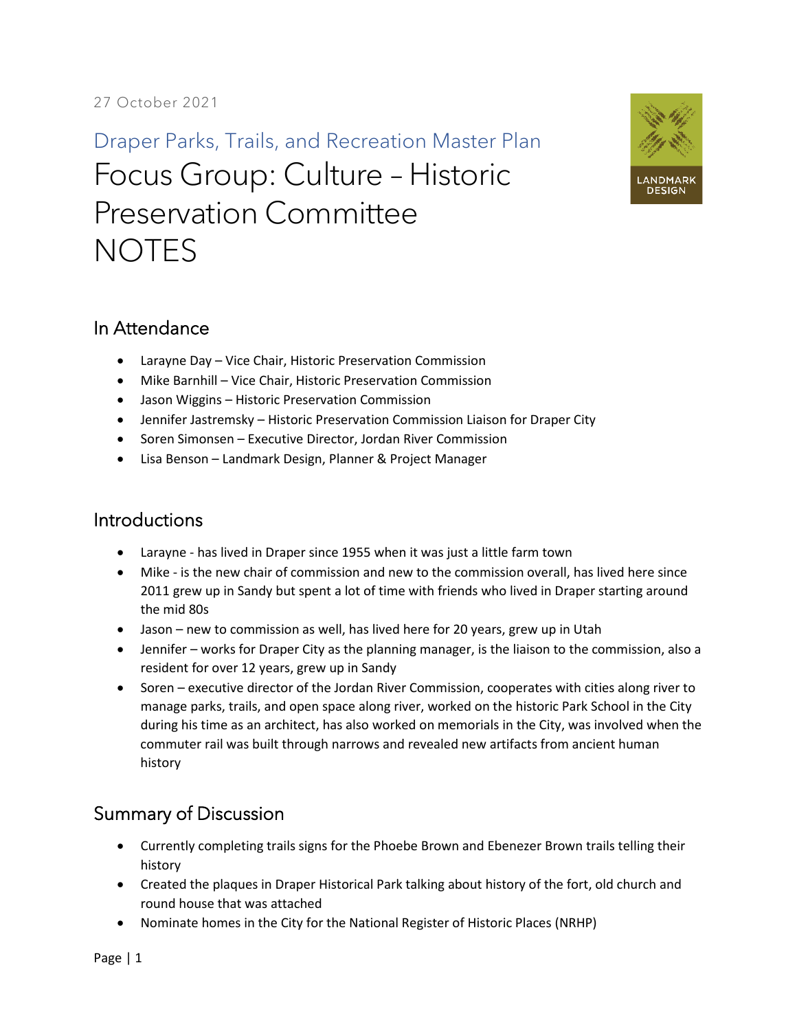27 October 2021

Draper Parks, Trails, and Recreation Master Plan

# Focus Group: Culture – Historic Preservation Committee NOTES

LANDMARK DESIGN

## In Attendance

- Larayne Day – Vice Chair, Historic Preservation Commission
- Mike Barnhill – Vice Chair, Historic Preservation Commission
- Jason Wiggins – Historic Preservation Commission
- Jennifer Jastremsky – Historic Preservation Commission Liaison for Draper City
- Soren Simonsen – Executive Director, Jordan River Commission
- Lisa Benson – Landmark Design, Planner & Project Manager

## Introductions

- Larayne - has lived in Draper since 1955 when it was just a little farm town
- Mike - is the new chair of commission and new to the commission overall, has lived here since 2011 grew up in Sandy but spent a lot of time with friends who lived in Draper starting around the mid 80s
- Jason – new to commission as well, has lived here for 20 years, grew up in Utah
- Jennifer – works for Draper City as the planning manager, is the liaison to the commission, also a resident for over 12 years, grew up in Sandy
- Soren – executive director of the Jordan River Commission, cooperates with cities along river to manage parks, trails, and open space along river, worked on the historic Park School in the City during his time as an architect, has also worked on memorials in the City, was involved when the commuter rail was built through narrows and revealed new artifacts from ancient human history

## Summary of Discussion

- Currently completing trails signs for the Phoebe Brown and Ebenezer Brown trails telling their history
- Created the plaques in Draper Historical Park talking about history of the fort, old church and round house that was attached
- Nominate homes in the City for the National Register of Historic Places (NRHP)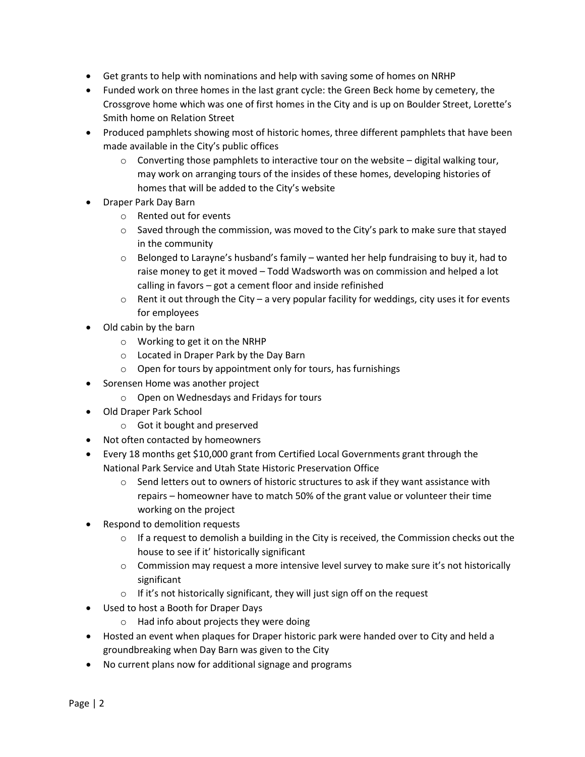- Get grants to help with nominations and help with saving some of homes on NRHP
- Funded work on three homes in the last grant cycle: the Green Beck home by cemetery, the Crossgrove home which was one of first homes in the City and is up on Boulder Street, Lorette's Smith home on Relation Street
- Produced pamphlets showing most of historic homes, three different pamphlets that have been made available in the City's public offices
  - Converting those pamphlets to interactive tour on the website – digital walking tour, may work on arranging tours of the insides of these homes, developing histories of homes that will be added to the City's website
- Draper Park Day Barn
  - Rented out for events
  - Saved through the commission, was moved to the City's park to make sure that stayed in the community
  - Belonged to Larayne's husband's family – wanted her help fundraising to buy it, had to raise money to get it moved – Todd Wadsworth was on commission and helped a lot calling in favors – got a cement floor and inside refinished
  - Rent it out through the City – a very popular facility for weddings, city uses it for events for employees
- Old cabin by the barn
  - Working to get it on the NRHP
  - Located in Draper Park by the Day Barn
  - Open for tours by appointment only for tours, has furnishings
- Sorensen Home was another project
  - Open on Wednesdays and Fridays for tours
- Old Draper Park School
  - Got it bought and preserved
- Not often contacted by homeowners
- Every 18 months get $10,000 grant from Certified Local Governments grant through the National Park Service and Utah State Historic Preservation Office
  - Send letters out to owners of historic structures to ask if they want assistance with repairs – homeowner have to match 50% of the grant value or volunteer their time working on the project
- Respond to demolition requests
  - If a request to demolish a building in the City is received, the Commission checks out the house to see if it' historically significant
  - Commission may request a more intensive level survey to make sure it's not historically significant
  - If it's not historically significant, they will just sign off on the request
- Used to host a Booth for Draper Days
  - Had info about projects they were doing
- Hosted an event when plaques for Draper historic park were handed over to City and held a groundbreaking when Day Barn was given to the City
- No current plans now for additional signage and programs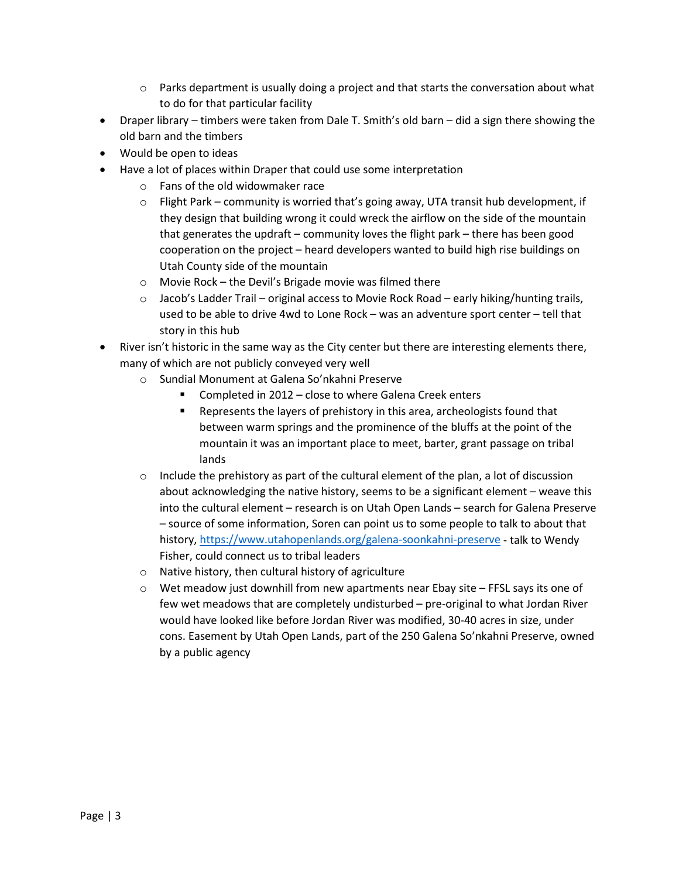- Parks department is usually doing a project and that starts the conversation about what to do for that particular facility
- Draper library – timbers were taken from Dale T. Smith's old barn – did a sign there showing the old barn and the timbers
- Would be open to ideas
- Have a lot of places within Draper that could use some interpretation
    - Fans of the old widowmaker race
    - Flight Park – community is worried that's going away, UTA transit hub development, if they design that building wrong it could wreck the airflow on the side of the mountain that generates the updraft – community loves the flight park – there has been good cooperation on the project – heard developers wanted to build high rise buildings on Utah County side of the mountain
    - Movie Rock – the Devil's Brigade movie was filmed there
    - Jacob's Ladder Trail – original access to Movie Rock Road – early hiking/hunting trails, used to be able to drive 4wd to Lone Rock – was an adventure sport center – tell that story in this hub
- River isn't historic in the same way as the City center but there are interesting elements there, many of which are not publicly conveyed very well
    - Sundial Monument at Galena So'nkahni Preserve
        - Completed in 2012 – close to where Galena Creek enters
        - Represents the layers of prehistory in this area, archeologists found that between warm springs and the prominence of the bluffs at the point of the mountain it was an important place to meet, barter, grant passage on tribal lands
    - Include the prehistory as part of the cultural element of the plan, a lot of discussion about acknowledging the native history, seems to be a significant element – weave this into the cultural element – research is on Utah Open Lands – search for Galena Preserve – source of some information, Soren can point us to some people to talk to about that history, [https://www.utahopenlands.org/galena-soonkahni-preserve](https://www.utahopenlands.org/galena-soonkahni-preserve) - talk to Wendy Fisher, could connect us to tribal leaders
    - Native history, then cultural history of agriculture
    - Wet meadow just downhill from new apartments near Ebay site – FFSL says its one of few wet meadows that are completely undisturbed – pre-original to what Jordan River would have looked like before Jordan River was modified, 30-40 acres in size, under cons. Easement by Utah Open Lands, part of the 250 Galena So'nkahni Preserve, owned by a public agency